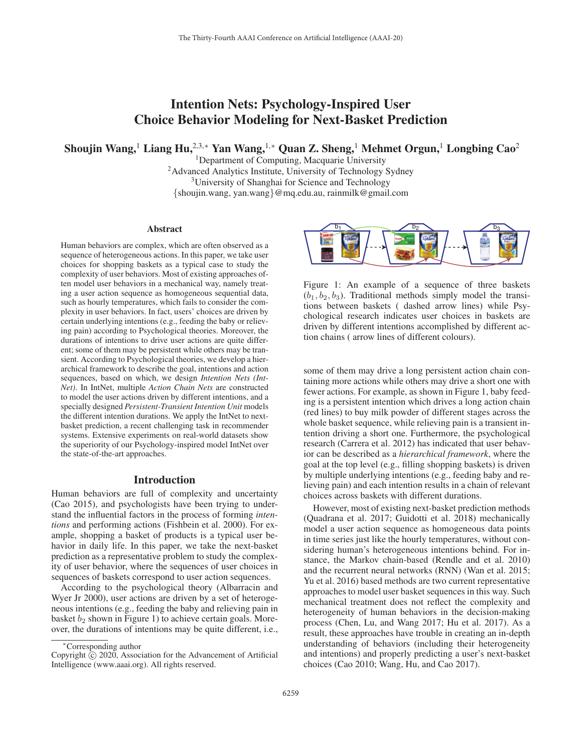# Intention Nets: Psychology-Inspired User Choice Behavior Modeling for Next-Basket Prediction

**Shoujin Wang,[1] Liang Hu,[2,3,*] Yan Wang,[1,*] Quan Z. Sheng,[1] Mehmet Orgun,[1] Longbing Cao[2]**

[1]Department of Computing, Macquarie University
[2]Advanced Analytics Institute, University of Technology Sydney
[3]University of Shanghai for Science and Technology
{shoujin.wang, yan.wang}@mq.edu.au, rainmilk@gmail.com

### Abstract

Human behaviors are complex, which are often observed as a sequence of heterogeneous actions. In this paper, we take user choices for shopping baskets as a typical case to study the complexity of user behaviors. Most of existing approaches often model user behaviors in a mechanical way, namely treating a user action sequence as homogeneous sequential data, such as hourly temperatures, which fails to consider the complexity in user behaviors. In fact, users' choices are driven by certain underlying intentions (e.g., feeding the baby or relieving pain) according to Psychological theories. Moreover, the durations of intentions to drive user actions are quite different; some of them may be persistent while others may be transient. According to Psychological theories, we develop a hierarchical framework to describe the goal, intentions and action sequences, based on which, we design *Intention Nets (IntNet)*. In IntNet, multiple *Action Chain Nets* are constructed to model the user actions driven by different intentions, and a specially designed *Persistent-Transient Intention Unit* models the different intention durations. We apply the IntNet to next-basket prediction, a recent challenging task in recommender systems. Extensive experiments on real-world datasets show the superiority of our Psychology-inspired model IntNet over the state-of-the-art approaches.

## Introduction

Human behaviors are full of complexity and uncertainty (Cao 2015), and psychologists have been trying to understand the influential factors in the process of forming *intentions* and performing actions (Fishbein et al. 2000). For example, shopping a basket of products is a typical user behavior in daily life. In this paper, we take the next-basket prediction as a representative problem to study the complexity of user behavior, where the sequences of user choices in sequences of baskets correspond to user action sequences.

According to the psychological theory (Albarracin and Wyer Jr 2000), user actions are driven by a set of heterogeneous intentions (e.g., feeding the baby and relieving pain in basket $b_2$ shown in Figure 1) to achieve certain goals. Moreover, the durations of intentions may be quite different, i.e., some of them may drive a long persistent action chain containing more actions while others may drive a short one with fewer actions. For example, as shown in Figure 1, baby feeding is a persistent intention which drives a long action chain (red lines) to buy milk powder of different stages across the whole basket sequence, while relieving pain is a transient intention driving a short one. Furthermore, the psychological research (Carrera et al. 2012) has indicated that user behavior can be described as a *hierarchical framework*, where the goal at the top level (e.g., filling shopping baskets) is driven by multiple underlying intentions (e.g., feeding baby and relieving pain) and each intention results in a chain of relevant choices across baskets with different durations.

Figure 1: An example of a sequence of three baskets ($b_1, b_2, b_3$). Traditional methods simply model the transitions between baskets ( dashed arrow lines) while Psychological research indicates user choices in baskets are driven by different intentions accomplished by different action chains ( arrow lines of different colours).

However, most of existing next-basket prediction methods (Quadrana et al. 2017; Guidotti et al. 2018) mechanically model a user action sequence as homogeneous data points in time series just like the hourly temperatures, without considering human's heterogeneous intentions behind. For instance, the Markov chain-based (Rendle and et al. 2010) and the recurrent neural networks (RNN) (Wan et al. 2015; Yu et al. 2016) based methods are two current representative approaches to model user basket sequences in this way. Such mechanical treatment does not reflect the complexity and heterogeneity of human behaviors in the decision-making process (Chen, Lu, and Wang 2017; Hu et al. 2017). As a result, these approaches have trouble in creating an in-depth understanding of behaviors (including their heterogeneity and intentions) and properly predicting a user's next-basket choices (Cao 2010; Wang, Hu, and Cao 2017).

*Corresponding author
Copyright © 2020, Association for the Advancement of Artificial Intelligence (www.aaai.org). All rights reserved.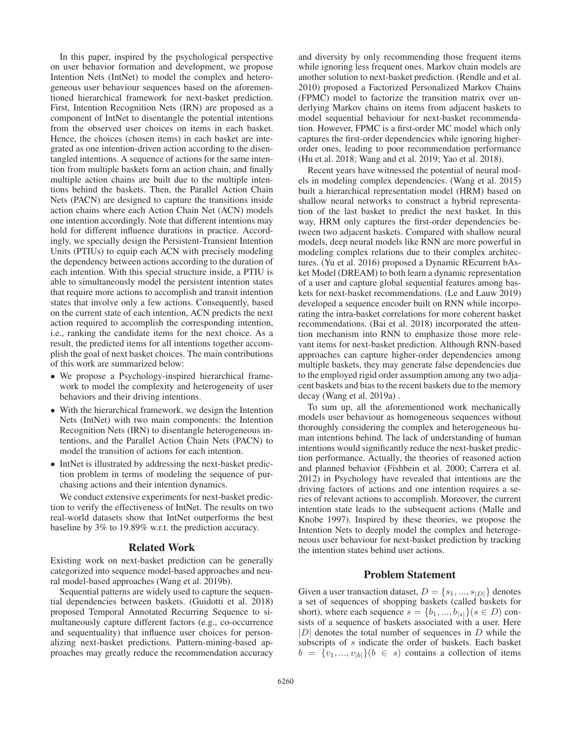In this paper, inspired by the psychological perspective on user behavior formation and development, we propose Intention Nets (IntNet) to model the complex and heterogeneous user behaviour sequences based on the aforementioned hierarchical framework for next-basket prediction. First, Intention Recognition Nets (IRN) are proposed as a component of IntNet to disentangle the potential intentions from the observed user choices on items in each basket. Hence, the choices (chosen items) in each basket are integrated as one intention-driven action according to the disentangled intentions. A sequence of actions for the same intention from multiple baskets form an action chain, and finally multiple action chains are built due to the multiple intentions behind the baskets. Then, the Parallel Action Chain Nets (PACN) are designed to capture the transitions inside action chains where each Action Chain Net (ACN) models one intention accordingly. Note that different intentions may hold for different influence durations in practice. Accordingly, we specially design the Persistent-Transient Intention Units (PTIUs) to equip each ACN with precisely modeling the dependency between actions according to the duration of each intention. With this special structure inside, a PTIU is able to simultaneously model the persistent intention states that require more actions to accomplish and transit intention states that involve only a few actions. Consequently, based on the current state of each intention, ACN predicts the next action required to accomplish the corresponding intention, i.e., ranking the candidate items for the next choice. As a result, the predicted items for all intentions together accomplish the goal of next basket choices. The main contributions of this work are summarized below:

- We propose a Psychology-inspired hierarchical framework to model the complexity and heterogeneity of user behaviors and their driving intentions.
- With the hierarchical framework, we design the Intention Nets (IntNet) with two main components: the Intention Recognition Nets (IRN) to disentangle heterogeneous intentions, and the Parallel Action Chain Nets (PACN) to model the transition of actions for each intention.
- IntNet is illustrated by addressing the next-basket prediction problem in terms of modeling the sequence of purchasing actions and their intention dynamics.

We conduct extensive experiments for next-basket prediction to verify the effectiveness of IntNet. The results on two real-world datasets show that IntNet outperforms the best baseline by 3% to 19.89% w.r.t. the prediction accuracy.

## Related Work

Existing work on next-basket prediction can be generally categorized into sequence model-based approaches and neural model-based approaches (Wang et al. 2019b).

Sequential patterns are widely used to capture the sequential dependencies between baskets. (Guidotti et al. 2018) proposed Temporal Annotated Recurring Sequence to simultaneously capture different factors (e.g., co-occurrence and sequentuality) that influence user choices for personalizing next-basket predictions. Pattern-mining-based approaches may greatly reduce the recommendation accuracy and diversity by only recommending those frequent items while ignoring less frequent ones. Markov chain models are another solution to next-basket prediction. (Rendle and et al. 2010) proposed a Factorized Personalized Markov Chains (FPMC) model to factorize the transition matrix over underlying Markov chains on items from adjacent baskets to model sequential behaviour for next-basket recommendation. However, FPMC is a first-order MC model which only captures the first-order dependencies while ignoring higher-order ones, leading to poor recommendation performance (Hu et al. 2018; Wang and et al. 2019; Yao et al. 2018).

Recent years have witnessed the potential of neural models in modeling complex dependencies. (Wang et al. 2015) built a hierarchical representation model (HRM) based on shallow neural networks to construct a hybrid representation of the last basket to predict the next basket. In this way, HRM only captures the first-order dependencies between two adjacent baskets. Compared with shallow neural models, deep neural models like RNN are more powerful in modeling complex relations due to their complex architectures. (Yu et al. 2016) proposed a Dynamic REcurrent bAsket Model (DREAM) to both learn a dynamic representation of a user and capture global sequential features among baskets for next-basket recommendations. (Le and Lauw 2019) developed a sequence encoder built on RNN while incorporating the intra-basket correlations for more coherent basket recommendations. (Bai et al. 2018) incorporated the attention mechanism into RNN to emphasize those more relevant items for next-basket prediction. Although RNN-based approaches can capture higher-order dependencies among multiple baskets, they may generate false dependencies due to the employed rigid order assumption among any two adjacent baskets and bias to the recent baskets due to the memory decay (Wang et al. 2019a) .

To sum up, all the aforementioned work mechanically models user behaviour as homogeneous sequences without thoroughly considering the complex and heterogeneous human intentions behind. The lack of understanding of human intentions would significantly reduce the next-basket prediction performance. Actually, the theories of reasoned action and planned behavior (Fishbein et al. 2000; Carrera et al. 2012) in Psychology have revealed that intentions are the driving factors of actions and one intention requires a series of relevant actions to accomplish. Moreover, the current intention state leads to the subsequent actions (Malle and Knobe 1997). Inspired by these theories, we propose the Intention Nets to deeply model the complex and heterogeneous user behaviour for next-basket prediction by tracking the intention states behind user actions.

## Problem Statement

Given a user transaction dataset, $D = \{s_1, ..., s_{|D|}\}$ denotes a set of sequences of shopping baskets (called baskets for short), where each sequence $s = \{b_1, ..., b_{|s|}\}(s \in D)$ consists of a sequence of baskets associated with a user. Here $|D|$ denotes the total number of sequences in $D$ while the subscripts of $s$ indicate the order of baskets. Each basket $b = \{v_1, ..., v_{|b|}\}(b \in s)$ contains a collection of items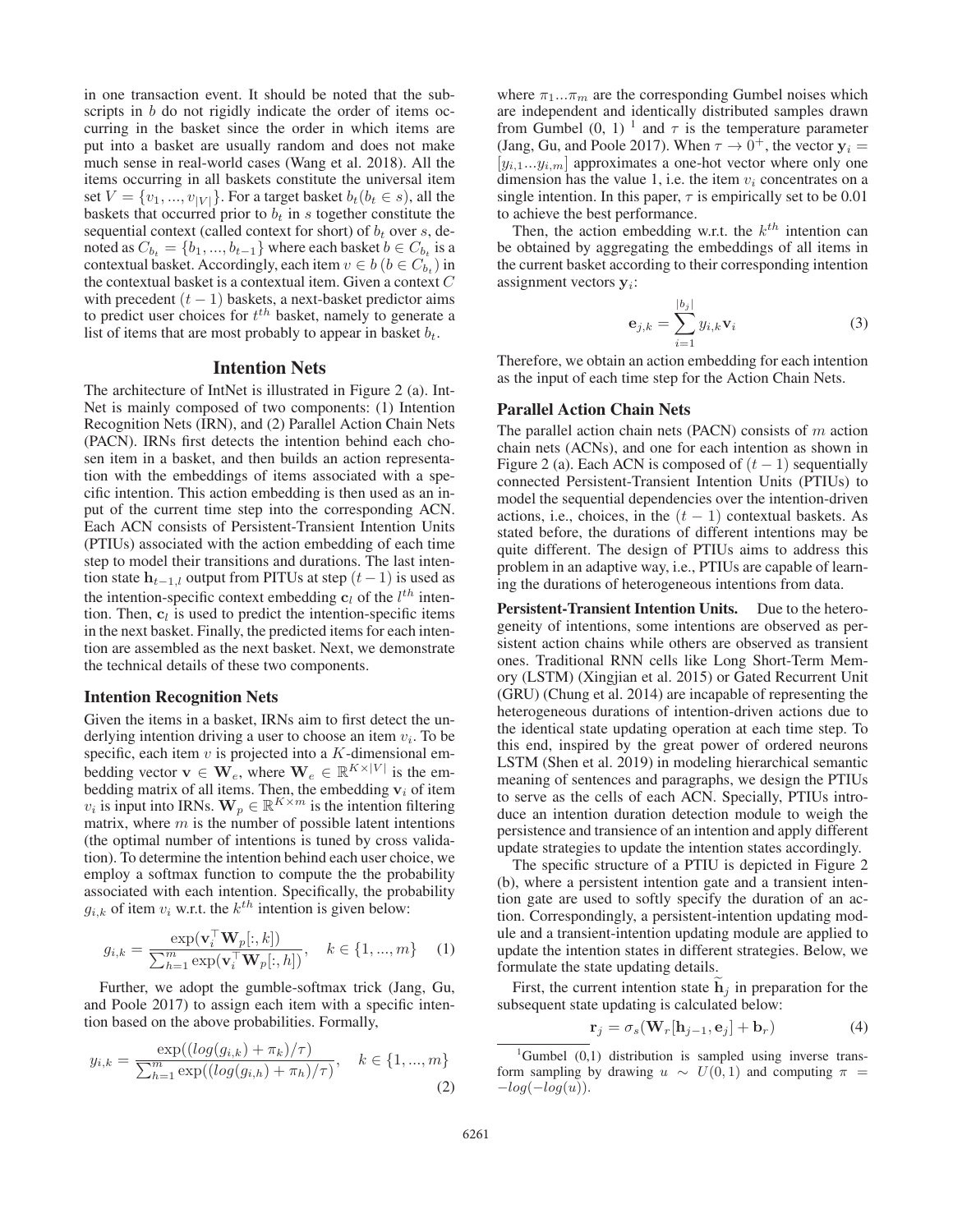in one transaction event. It should be noted that the subscripts in $b$ do not rigidly indicate the order of items occurring in the basket since the order in which items are put into a basket are usually random and does not make much sense in real-world cases (Wang et al. 2018). All the items occurring in all baskets constitute the universal item set $V = \{v_1, ..., v_{|V|}\}$. For a target basket $b_t (b_t \in s)$, all the baskets that occurred prior to $b_t$ in $s$ together constitute the sequential context (called context for short) of $b_t$ over $s$, denoted as $C_{b_t} = \{b_1, ..., b_{t-1}\}$ where each basket $b \in C_{b_t}$ is a contextual basket. Accordingly, each item $v \in b \, (b \in C_{b_t})$ in the contextual basket is a contextual item. Given a context $C$ with precedent $(t-1)$ baskets, a next-basket predictor aims to predict user choices for $t^{th}$ basket, namely to generate a list of items that are most probably to appear in basket $b_t$.

## Intention Nets

The architecture of IntNet is illustrated in Figure 2 (a). IntNet is mainly composed of two components: (1) Intention Recognition Nets (IRN), and (2) Parallel Action Chain Nets (PACN). IRNs first detects the intention behind each chosen item in a basket, and then builds an action representation with the embeddings of items associated with a specific intention. This action embedding is then used as an input of the current time step into the corresponding ACN. Each ACN consists of Persistent-Transient Intention Units (PTIUs) associated with the action embedding of each time step to model their transitions and durations. The last intention state $\mathbf{h}_{t-1,l}$ output from PITUs at step $(t-1)$ is used as the intention-specific context embedding $\mathbf{c}_l$ of the $l^{th}$ intention. Then, $\mathbf{c}_l$ is used to predict the intention-specific items in the next basket. Finally, the predicted items for each intention are assembled as the next basket. Next, we demonstrate the technical details of these two components.

### Intention Recognition Nets

Given the items in a basket, IRNs aim to first detect the underlying intention driving a user to choose an item $v_i$. To be specific, each item $v$ is projected into a $K$-dimensional embedding vector $\mathbf{v} \in \mathbf{W}_e$, where $\mathbf{W}_e \in \mathbb{R}^{K \times |V|}$ is the embedding matrix of all items. Then, the embedding $\mathbf{v}_i$ of item $v_i$ is input into IRNs. $\mathbf{W}_p \in \mathbb{R}^{K \times m}$ is the intention filtering matrix, where $m$ is the number of possible latent intentions (the optimal number of intentions is tuned by cross validation). To determine the intention behind each user choice, we employ a softmax function to compute the the probability associated with each intention. Specifically, the probability $g_{i,k}$ of item $v_i$ w.r.t. the $k^{th}$ intention is given below:

$$g_{i,k} = \frac{\exp(\mathbf{v}_i^\top \mathbf{W}_p[:,k])}{\sum_{h=1}^{m} \exp(\mathbf{v}_i^\top \mathbf{W}_p[:,h])}, \quad k \in \{1, ..., m\} \tag{1}$$

Further, we adopt the gumble-softmax trick (Jang, Gu, and Poole 2017) to assign each item with a specific intention based on the above probabilities. Formally,

$$y_{i,k} = \frac{\exp((log(g_{i,k}) + \pi_k)/\tau)}{\sum_{h=1}^{m} \exp((log(g_{i,h}) + \pi_h)/\tau)}, \quad k \in \{1, ..., m\} \tag{2}$$

where $\pi_1 ... \pi_m$ are the corresponding Gumbel noises which are independent and identically distributed samples drawn from Gumbel (0, 1) [1] and $\tau$ is the temperature parameter (Jang, Gu, and Poole 2017). When $\tau \to 0^+$, the vector $\mathbf{y}_i = [y_{i,1} ... y_{i,m}]$ approximates a one-hot vector where only one dimension has the value 1, i.e. the item $v_i$ concentrates on a single intention. In this paper, $\tau$ is empirically set to be 0.01 to achieve the best performance.

Then, the action embedding w.r.t. the $k^{th}$ intention can be obtained by aggregating the embeddings of all items in the current basket according to their corresponding intention assignment vectors $\mathbf{y}_i$:

$$\mathbf{e}_{j,k} = \sum_{i=1}^{|b_j|} y_{i,k} \mathbf{v}_i \tag{3}$$

Therefore, we obtain an action embedding for each intention as the input of each time step for the Action Chain Nets.

### Parallel Action Chain Nets

The parallel action chain nets (PACN) consists of $m$ action chain nets (ACNs), and one for each intention as shown in Figure 2 (a). Each ACN is composed of $(t-1)$ sequentially connected Persistent-Transient Intention Units (PTIUs) to model the sequential dependencies over the intention-driven actions, i.e., choices, in the $(t-1)$ contextual baskets. As stated before, the durations of different intentions may be quite different. The design of PTIUs aims to address this problem in an adaptive way, i.e., PTIUs are capable of learning the durations of heterogeneous intentions from data.

**Persistent-Transient Intention Units.** Due to the heterogeneity of intentions, some intentions are observed as persistent action chains while others are observed as transient ones. Traditional RNN cells like Long Short-Term Memory (LSTM) (Xingjian et al. 2015) or Gated Recurrent Unit (GRU) (Chung et al. 2014) are incapable of representing the heterogeneous durations of intention-driven actions due to the identical state updating operation at each time step. To this end, inspired by the great power of ordered neurons LSTM (Shen et al. 2019) in modeling hierarchical semantic meaning of sentences and paragraphs, we design the PTIUs to serve as the cells of each ACN. Specially, PTIUs introduce an intention duration detection module to weigh the persistence and transience of an intention and apply different update strategies to update the intention states accordingly.

The specific structure of a PTIU is depicted in Figure 2 (b), where a persistent intention gate and a transient intention gate are used to softly specify the duration of an action. Correspondingly, a persistent-intention updating module and a transient-intention updating module are applied to update the intention states in different strategies. Below, we formulate the state updating details.

First, the current intention state $\widetilde{\mathbf{h}}_j$ in preparation for the subsequent state updating is calculated below:

$$\mathbf{r}_j = \sigma_s(\mathbf{W}_r[\mathbf{h}_{j-1}, \mathbf{e}_j] + \mathbf{b}_r) \tag{4}$$

[1] Gumbel (0,1) distribution is sampled using inverse transform sampling by drawing $u \sim U(0, 1)$ and computing $\pi = -log(-log(u))$.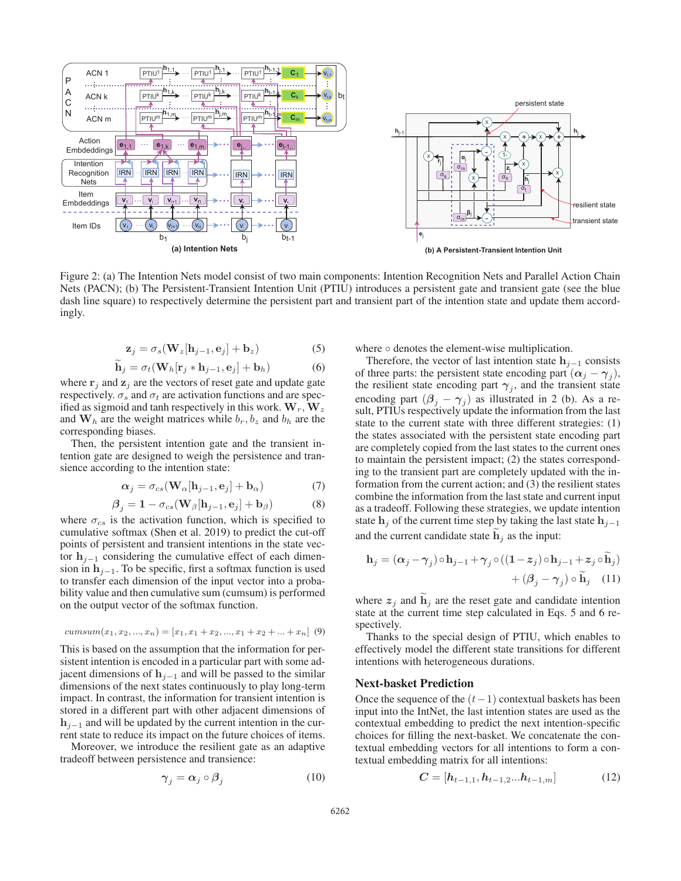Figure 2: (a) The Intention Nets model consist of two main components: Intention Recognition Nets and Parallel Action Chain Nets (PACN); (b) The Persistent-Transient Intention Unit (PTIU) introduces a persistent gate and transient gate (see the blue dash line square) to respectively determine the persistent part and transient part of the intention state and update them accordingly.

$$\mathbf{z}_j = \sigma_s(\mathbf{W}_z[\mathbf{h}_{j-1}, \mathbf{e}_j] + \mathbf{b}_z) \tag{5}$$

$$\widetilde{\mathbf{h}}_j = \sigma_t(\mathbf{W}_h[\mathbf{r}_j * \mathbf{h}_{j-1}, \mathbf{e}_j] + \mathbf{b}_h) \tag{6}$$

where $\mathbf{r}_j$ and $\mathbf{z}_j$ are the vectors of reset gate and update gate respectively. $\sigma_s$ and $\sigma_t$ are activation functions and are specified as sigmoid and tanh respectively in this work. $\mathbf{W}_r, \mathbf{W}_z$ and $\mathbf{W}_h$ are the weight matrices while $b_r, b_z$ and $b_h$ are the corresponding biases.

Then, the persistent intention gate and the transient intention gate are designed to weigh the persistence and transience according to the intention state:

$$\boldsymbol{\alpha}_j = \sigma_{cs}(\mathbf{W}_\alpha[\mathbf{h}_{j-1}, \mathbf{e}_j] + \mathbf{b}_\alpha) \tag{7}$$

$$\boldsymbol{\beta}_j = \mathbf{1} - \sigma_{cs}(\mathbf{W}_\beta[\mathbf{h}_{j-1}, \mathbf{e}_j] + \mathbf{b}_\beta) \tag{8}$$

where $\sigma_{cs}$ is the activation function, which is specified to cumulative softmax (Shen et al. 2019) to predict the cut-off points of persistent and transient intentions in the state vector $\mathbf{h}_{j-1}$ considering the cumulative effect of each dimension in $\mathbf{h}_{j-1}$. To be specific, first a softmax function is used to transfer each dimension of the input vector into a probability value and then cumulative sum (cumsum) is performed on the output vector of the softmax function.

$$cumsum(x_1, x_2, ..., x_n) = [x_1, x_1 + x_2, ..., x_1 + x_2 + ... + x_n] \tag{9}$$

This is based on the assumption that the information for persistent intention is encoded in a particular part with some adjacent dimensions of $\mathbf{h}_{j-1}$ and will be passed to the similar dimensions of the next states continuously to play long-term impact. In contrast, the information for transient intention is stored in a different part with other adjacent dimensions of $\mathbf{h}_{j-1}$ and will be updated by the current intention in the current state to reduce its impact on the future choices of items.

Moreover, we introduce the resilient gate as an adaptive tradeoff between persistence and transience:

$$\boldsymbol{\gamma}_j = \boldsymbol{\alpha}_j \circ \boldsymbol{\beta}_j \tag{10}$$

where $\circ$ denotes the element-wise multiplication.

Therefore, the vector of last intention state $\mathbf{h}_{j-1}$ consists of three parts: the persistent state encoding part $(\boldsymbol{\alpha}_j - \boldsymbol{\gamma}_j)$, the resilient state encoding part $\boldsymbol{\gamma}_j$, and the transient state encoding part $(\boldsymbol{\beta}_j - \boldsymbol{\gamma}_j)$ as illustrated in 2 (b). As a result, PTIUs respectively update the information from the last state to the current state with three different strategies: (1) the states associated with the persistent state encoding part are completely copied from the last states to the current ones to maintain the persistent impact; (2) the states corresponding to the transient part are completely updated with the information from the current action; and (3) the resilient states combine the information from the last state and current input as a tradeoff. Following these strategies, we update intention state $\mathbf{h}_j$ of the current time step by taking the last state $\mathbf{h}_{j-1}$ and the current candidate state $\widetilde{\mathbf{h}}_j$ as the input:

$$\mathbf{h}_j = (\boldsymbol{\alpha}_j - \boldsymbol{\gamma}_j) \circ \mathbf{h}_{j-1} + \boldsymbol{\gamma}_j \circ ((\mathbf{1} - \boldsymbol{z}_j) \circ \mathbf{h}_{j-1} + \boldsymbol{z}_j \circ \widetilde{\mathbf{h}}_j) + (\boldsymbol{\beta}_j - \boldsymbol{\gamma}_j) \circ \widetilde{\mathbf{h}}_j \tag{11}$$

where $\boldsymbol{z}_j$ and $\widetilde{\mathbf{h}}_j$ are the reset gate and candidate intention state at the current time step calculated in Eqs. 5 and 6 respectively.

Thanks to the special design of PTIU, which enables to effectively model the different state transitions for different intentions with heterogeneous durations.

## Next-basket Prediction

Once the sequence of the $(t-1)$ contextual baskets has been input into the IntNet, the last intention states are used as the contextual embedding to predict the next intention-specific choices for filling the next-basket. We concatenate the contextual embedding vectors for all intentions to form a contextual embedding matrix for all intentions:

$$\boldsymbol{C} = [\boldsymbol{h}_{t-1,1}, \boldsymbol{h}_{t-1,2}...\boldsymbol{h}_{t-1,m}] \tag{12}$$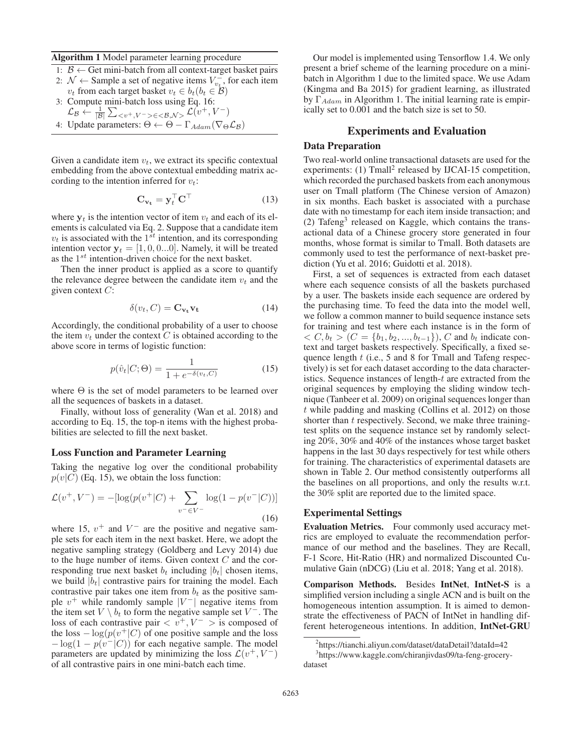**Algorithm 1** Model parameter learning procedure

1: $\mathcal{B} \leftarrow$ Get mini-batch from all context-target basket pairs
2: $\mathcal{N} \leftarrow$ Sample a set of negative items $V_{v_t}^-$, for each item $v_t$ from each target basket $v_t \in b_t (b_t \in \mathcal{B})$
3: Compute mini-batch loss using Eq. 16: $\mathcal{L}_{\mathcal{B}} \leftarrow \frac{1}{|\mathcal{B}|} \sum_{<v^+, V^-> \in <\mathcal{B}, \mathcal{N}>} \mathcal{L}(v^+, V^-)$
4: Update parameters: $\Theta \leftarrow \Theta - \Gamma_{Adam}(\nabla_{\Theta} \mathcal{L}_{\mathcal{B}})$

Given a candidate item $v_t$, we extract its specific contextual embedding from the above contextual embedding matrix according to the intention inferred for $v_t$:

$$\mathbf{C}_{\mathbf{v_t}} = \mathbf{y}_t^\top \mathbf{C}^\top \tag{13}$$

where $\mathbf{y}_t$ is the intention vector of item $v_t$ and each of its elements is calculated via Eq. 2. Suppose that a candidate item $v_t$ is associated with the $1^{st}$ intention, and its corresponding intention vector $\mathbf{y}_t = [1, 0, 0...0]$. Namely, it will be treated as the $1^{st}$ intention-driven choice for the next basket.

Then the inner product is applied as a score to quantify the relevance degree between the candidate item $v_t$ and the given context $C$:

$$\delta(v_t, C) = \mathbf{C}_{\mathbf{v_t}} \mathbf{v_t} \tag{14}$$

Accordingly, the conditional probability of a user to choose the item $v_t$ under the context $C$ is obtained according to the above score in terms of logistic function:

$$p(\hat{v}_t | C; \Theta) = \frac{1}{1 + e^{-\delta(v_t, C)}} \tag{15}$$

where $\Theta$ is the set of model parameters to be learned over all the sequences of baskets in a dataset.

Finally, without loss of generality (Wan et al. 2018) and according to Eq. 15, the top-n items with the highest probabilities are selected to fill the next basket.

### Loss Function and Parameter Learning

Taking the negative log over the conditional probability $p(v|C)$ (Eq. 15), we obtain the loss function:

$$\mathcal{L}(v^+, V^-) = -[\log(p(v^+|C) + \sum_{v^- \in V^-} \log(1 - p(v^-|C))] \tag{16}$$

where 15, $v^+$ and $V^-$ are the positive and negative sample sets for each item in the next basket. Here, we adopt the negative sampling strategy (Goldberg and Levy 2014) due to the huge number of items. Given context $C$ and the corresponding true next basket $b_t$ including $|b_t|$ chosen items, we build $|b_t|$ contrastive pairs for training the model. Each contrastive pair takes one item from $b_t$ as the positive sample $v^+$ while randomly sample $|V^-|$ negative items from the item set $V \setminus b_t$ to form the negative sample set $V^-$. The loss of each contrastive pair $< v^+, V^- >$ is composed of the loss $-\log(p(v^+|C)$ of one positive sample and the loss $-\log(1 - p(v^-|C))$ for each negative sample. The model parameters are updated by minimizing the loss $\mathcal{L}(v^+, V^-)$ of all contrastive pairs in one mini-batch each time.

Our model is implemented using Tensorflow 1.4. We only present a brief scheme of the learning procedure on a mini-batch in Algorithm 1 due to the limited space. We use Adam (Kingma and Ba 2015) for gradient learning, as illustrated by $\Gamma_{Adam}$ in Algorithm 1. The initial learning rate is empirically set to 0.001 and the batch size is set to 50.

## Experiments and Evaluation

### Data Preparation

Two real-world online transactional datasets are used for the experiments: (1) Tmall[2] released by IJCAI-15 competition, which recorded the purchased baskets from each anonymous user on Tmall platform (The Chinese version of Amazon) in six months. Each basket is associated with a purchase date with no timestamp for each item inside transaction; and (2) Tafeng[3] released on Kaggle, which contains the transactional data of a Chinese grocery store generated in four months, whose format is similar to Tmall. Both datasets are commonly used to test the performance of next-basket prediction (Yu et al. 2016; Guidotti et al. 2018).

First, a set of sequences is extracted from each dataset where each sequence consists of all the baskets purchased by a user. The baskets inside each sequence are ordered by the purchasing time. To feed the data into the model well, we follow a common manner to build sequence instance sets for training and test where each instance is in the form of $< C, b_t >$ $(C = \{b_1, b_2, ..., b_{t-1}\})$, $C$ and $b_t$ indicate context and target baskets respectively. Specifically, a fixed sequence length $t$ (i.e., 5 and 8 for Tmall and Tafeng respectively) is set for each dataset according to the data characteristics. Sequence instances of length-$t$ are extracted from the original sequences by employing the sliding window technique (Tanbeer et al. 2009) on original sequences longer than $t$ while padding and masking (Collins et al. 2012) on those shorter than $t$ respectively. Second, we make three training-test splits on the sequence instance set by randomly selecting 20%, 30% and 40% of the instances whose target basket happens in the last 30 days respectively for test while others for training. The characteristics of experimental datasets are shown in Table 2. Our method consistently outperforms all the baselines on all proportions, and only the results w.r.t. the 30% split are reported due to the limited space.

### Experimental Settings

**Evaluation Metrics.** Four commonly used accuracy metrics are employed to evaluate the recommendation performance of our method and the baselines. They are Recall, F-1 Score, Hit-Ratio (HR) and normalized Discounted Cumulative Gain (nDCG) (Liu et al. 2018; Yang et al. 2018).

**Comparison Methods.** Besides **IntNet**, **IntNet-S** is a simplified version including a single ACN and is built on the homogeneous intention assumption. It is aimed to demonstrate the effectiveness of PACN of IntNet in handling different heterogeneous intentions. In addition, **IntNet-GRU**

[2] https://tianchi.aliyun.com/dataset/dataDetail?dataId=42

[3] https://www.kaggle.com/chiranjivdas09/ta-feng-grocery-dataset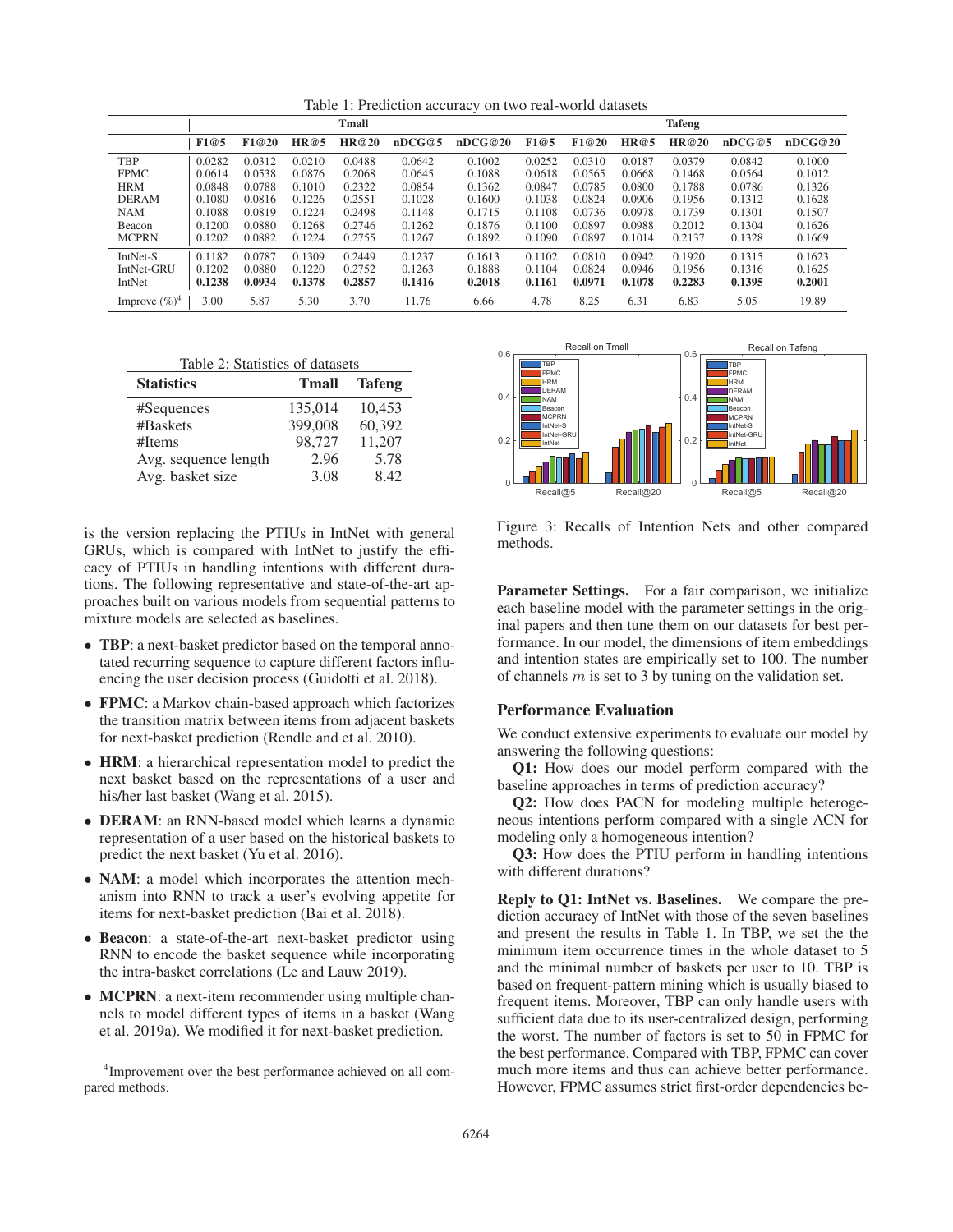Table 1: Prediction accuracy on two real-world datasets

| | Tmall | | | | | | Tafeng | | | | | |
|---|---|---|---|---|---|---|---|---|---|---|---|---|
| | **F1@5** | **F1@20** | **HR@5** | **HR@20** | **nDCG@5** | **nDCG@20** | **F1@5** | **F1@20** | **HR@5** | **HR@20** | **nDCG@5** | **nDCG@20** |
| TBP | 0.0282 | 0.0312 | 0.0210 | 0.0488 | 0.0642 | 0.1002 | 0.0252 | 0.0310 | 0.0187 | 0.0379 | 0.0842 | 0.1000 |
| FPMC | 0.0614 | 0.0538 | 0.0876 | 0.2068 | 0.0645 | 0.1088 | 0.0618 | 0.0565 | 0.0668 | 0.1468 | 0.0564 | 0.1012 |
| HRM | 0.0848 | 0.0788 | 0.1010 | 0.2322 | 0.0854 | 0.1362 | 0.0847 | 0.0785 | 0.0800 | 0.1788 | 0.0786 | 0.1326 |
| DERAM | 0.1080 | 0.0816 | 0.1226 | 0.2551 | 0.1028 | 0.1600 | 0.1038 | 0.0824 | 0.0906 | 0.1956 | 0.1312 | 0.1628 |
| NAM | 0.1088 | 0.0819 | 0.1224 | 0.2498 | 0.1148 | 0.1715 | 0.1108 | 0.0736 | 0.0978 | 0.1739 | 0.1301 | 0.1507 |
| Beacon | 0.1200 | 0.0880 | 0.1268 | 0.2746 | 0.1262 | 0.1876 | 0.1100 | 0.0897 | 0.0988 | 0.2012 | 0.1304 | 0.1626 |
| MCPRN | 0.1202 | 0.0882 | 0.1224 | 0.2755 | 0.1267 | 0.1892 | 0.1090 | 0.0897 | 0.1014 | 0.2137 | 0.1328 | 0.1669 |
| IntNet-S | 0.1182 | 0.0787 | 0.1309 | 0.2449 | 0.1237 | 0.1613 | 0.1102 | 0.0810 | 0.0942 | 0.1920 | 0.1315 | 0.1623 |
| IntNet-GRU | 0.1202 | 0.0880 | 0.1220 | 0.2752 | 0.1263 | 0.1888 | 0.1104 | 0.0824 | 0.0946 | 0.1956 | 0.1316 | 0.1625 |
| IntNet | **0.1238** | **0.0934** | **0.1378** | **0.2857** | **0.1416** | **0.2018** | **0.1161** | **0.0971** | **0.1078** | **0.2283** | **0.1395** | **0.2001** |
| Improve (%)[4] | 3.00 | 5.87 | 5.30 | 3.70 | 11.76 | 6.66 | 4.78 | 8.25 | 6.31 | 6.83 | 5.05 | 19.89 |

Table 2: Statistics of datasets

| Statistics | Tmall | Tafeng |
|---|---|---|
| #Sequences | 135,014 | 10,453 |
| #Baskets | 399,008 | 60,392 |
| #Items | 98,727 | 11,207 |
| Avg. sequence length | 2.96 | 5.78 |
| Avg. basket size | 3.08 | 8.42 |

is the version replacing the PTIUs in IntNet with general GRUs, which is compared with IntNet to justify the efficacy of PTIUs in handling intentions with different durations. The following representative and state-of-the-art approaches built on various models from sequential patterns to mixture models are selected as baselines.

- **TBP**: a next-basket predictor based on the temporal annotated recurring sequence to capture different factors influencing the user decision process (Guidotti et al. 2018).
- **FPMC**: a Markov chain-based approach which factorizes the transition matrix between items from adjacent baskets for next-basket prediction (Rendle and et al. 2010).
- **HRM**: a hierarchical representation model to predict the next basket based on the representations of a user and his/her last basket (Wang et al. 2015).
- **DERAM**: an RNN-based model which learns a dynamic representation of a user based on the historical baskets to predict the next basket (Yu et al. 2016).
- **NAM**: a model which incorporates the attention mechanism into RNN to track a user's evolving appetite for items for next-basket prediction (Bai et al. 2018).
- **Beacon**: a state-of-the-art next-basket predictor using RNN to encode the basket sequence while incorporating the intra-basket correlations (Le and Lauw 2019).
- **MCPRN**: a next-item recommender using multiple channels to model different types of items in a basket (Wang et al. 2019a). We modified it for next-basket prediction.

[4]Improvement over the best performance achieved on all compared methods.

Figure 3: Recalls of Intention Nets and other compared methods.

**Parameter Settings.** For a fair comparison, we initialize each baseline model with the parameter settings in the original papers and then tune them on our datasets for best performance. In our model, the dimensions of item embeddings and intention states are empirically set to 100. The number of channels $m$ is set to 3 by tuning on the validation set.

## Performance Evaluation

We conduct extensive experiments to evaluate our model by answering the following questions:

**Q1:** How does our model perform compared with the baseline approaches in terms of prediction accuracy?

**Q2:** How does PACN for modeling multiple heterogeneous intentions perform compared with a single ACN for modeling only a homogeneous intention?

**Q3:** How does the PTIU perform in handling intentions with different durations?

**Reply to Q1: IntNet vs. Baselines.** We compare the prediction accuracy of IntNet with those of the seven baselines and present the results in Table 1. In TBP, we set the the minimum item occurrence times in the whole dataset to 5 and the minimal number of baskets per user to 10. TBP is based on frequent-pattern mining which is usually biased to frequent items. Moreover, TBP can only handle users with sufficient data due to its user-centralized design, performing the worst. The number of factors is set to 50 in FPMC for the best performance. Compared with TBP, FPMC can cover much more items and thus can achieve better performance. However, FPMC assumes strict first-order dependencies be-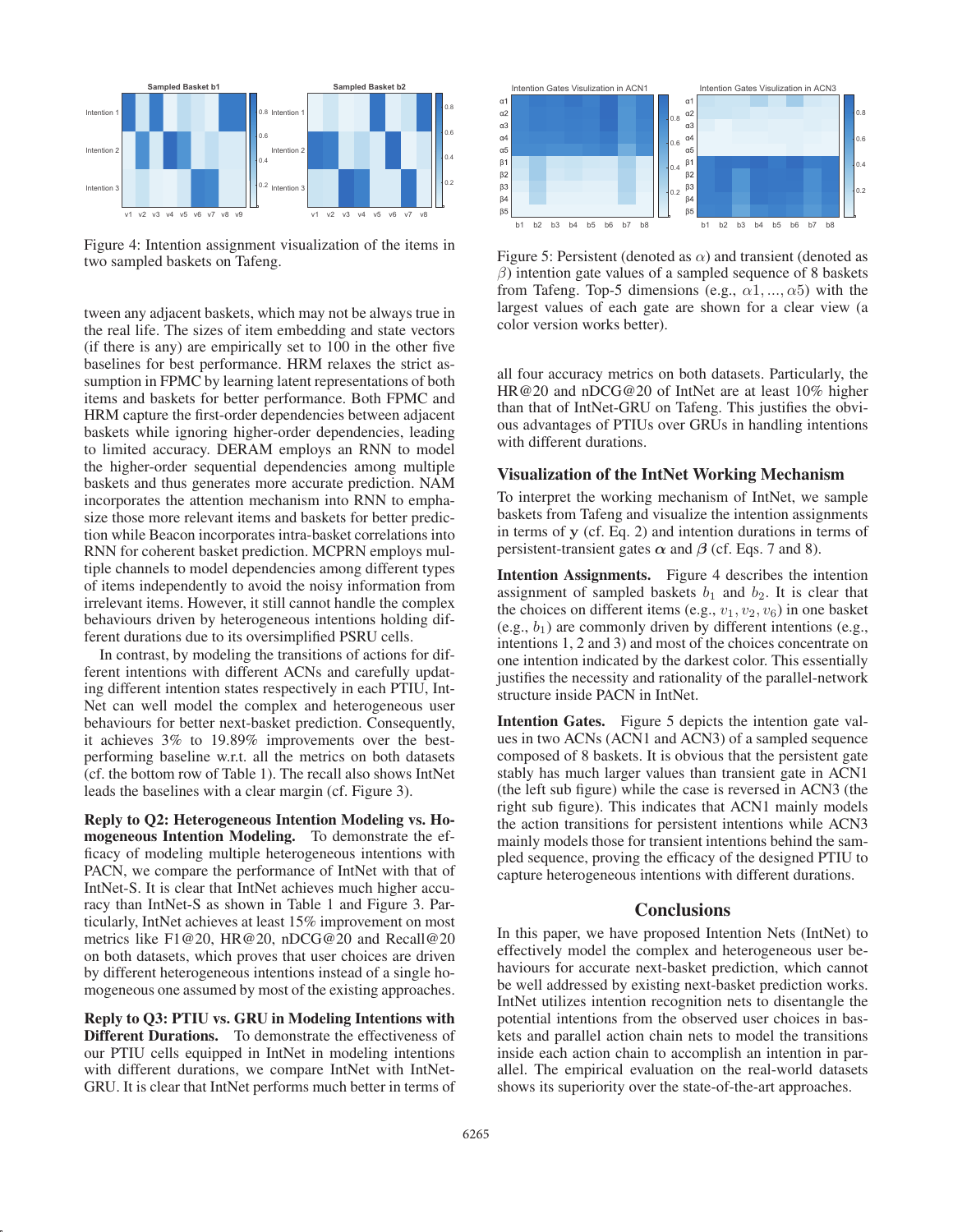Figure 4: Intention assignment visualization of the items in two sampled baskets on Tafeng.

Figure 5: Persistent (denoted as $\alpha$) and transient (denoted as $\beta$) intention gate values of a sampled sequence of 8 baskets from Tafeng. Top-5 dimensions (e.g., $\alpha 1, ..., \alpha 5$) with the largest values of each gate are shown for a clear view (a color version works better).

tween any adjacent baskets, which may not be always true in the real life. The sizes of item embedding and state vectors (if there is any) are empirically set to 100 in the other five baselines for best performance. HRM relaxes the strict assumption in FPMC by learning latent representations of both items and baskets for better performance. Both FPMC and HRM capture the first-order dependencies between adjacent baskets while ignoring higher-order dependencies, leading to limited accuracy. DERAM employs an RNN to model the higher-order sequential dependencies among multiple baskets and thus generates more accurate prediction. NAM incorporates the attention mechanism into RNN to emphasize those more relevant items and baskets for better prediction while Beacon incorporates intra-basket correlations into RNN for coherent basket prediction. MCPRN employs multiple channels to model dependencies among different types of items independently to avoid the noisy information from irrelevant items. However, it still cannot handle the complex behaviours driven by heterogeneous intentions holding different durations due to its oversimplified PSRU cells.

In contrast, by modeling the transitions of actions for different intentions with different ACNs and carefully updating different intention states respectively in each PTIU, IntNet can well model the complex and heterogeneous user behaviours for better next-basket prediction. Consequently, it achieves 3% to 19.89% improvements over the best-performing baseline w.r.t. all the metrics on both datasets (cf. the bottom row of Table 1). The recall also shows IntNet leads the baselines with a clear margin (cf. Figure 3).

**Reply to Q2: Heterogeneous Intention Modeling vs. Homogeneous Intention Modeling.** To demonstrate the efficacy of modeling multiple heterogeneous intentions with PACN, we compare the performance of IntNet with that of IntNet-S. It is clear that IntNet achieves much higher accuracy than IntNet-S as shown in Table 1 and Figure 3. Particularly, IntNet achieves at least 15% improvement on most metrics like F1@20, HR@20, nDCG@20 and Recall@20 on both datasets, which proves that user choices are driven by different heterogeneous intentions instead of a single homogeneous one assumed by most of the existing approaches.

**Reply to Q3: PTIU vs. GRU in Modeling Intentions with Different Durations.** To demonstrate the effectiveness of our PTIU cells equipped in IntNet in modeling intentions with different durations, we compare IntNet with IntNet-GRU. It is clear that IntNet performs much better in terms of all four accuracy metrics on both datasets. Particularly, the HR@20 and nDCG@20 of IntNet are at least 10% higher than that of IntNet-GRU on Tafeng. This justifies the obvious advantages of PTIUs over GRUs in handling intentions with different durations.

## Visualization of the IntNet Working Mechanism

To interpret the working mechanism of IntNet, we sample baskets from Tafeng and visualize the intention assignments in terms of $\mathbf{y}$ (cf. Eq. 2) and intention durations in terms of persistent-transient gates $\boldsymbol{\alpha}$ and $\boldsymbol{\beta}$ (cf. Eqs. 7 and 8).

**Intention Assignments.** Figure 4 describes the intention assignment of sampled baskets $b_1$ and $b_2$. It is clear that the choices on different items (e.g., $v_1, v_2, v_6$) in one basket (e.g., $b_1$) are commonly driven by different intentions (e.g., intentions 1, 2 and 3) and most of the choices concentrate on one intention indicated by the darkest color. This essentially justifies the necessity and rationality of the parallel-network structure inside PACN in IntNet.

**Intention Gates.** Figure 5 depicts the intention gate values in two ACNs (ACN1 and ACN3) of a sampled sequence composed of 8 baskets. It is obvious that the persistent gate stably has much larger values than transient gate in ACN1 (the left sub figure) while the case is reversed in ACN3 (the right sub figure). This indicates that ACN1 mainly models the action transitions for persistent intentions while ACN3 mainly models those for transient intentions behind the sampled sequence, proving the efficacy of the designed PTIU to capture heterogeneous intentions with different durations.

## Conclusions

In this paper, we have proposed Intention Nets (IntNet) to effectively model the complex and heterogeneous user behaviours for accurate next-basket prediction, which cannot be well addressed by existing next-basket prediction works. IntNet utilizes intention recognition nets to disentangle the potential intentions from the observed user choices in baskets and parallel action chain nets to model the transitions inside each action chain to accomplish an intention in parallel. The empirical evaluation on the real-world datasets shows its superiority over the state-of-the-art approaches.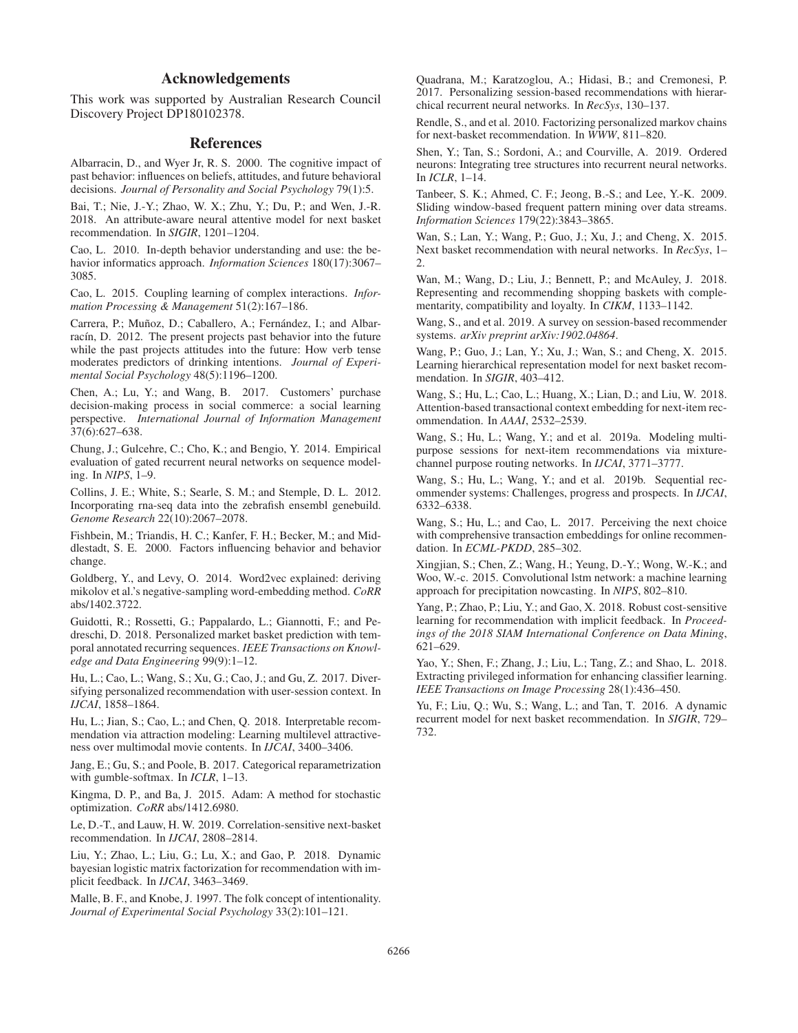## Acknowledgements

This work was supported by Australian Research Council Discovery Project DP180102378.

## References

Albarracin, D., and Wyer Jr, R. S. 2000. The cognitive impact of past behavior: influences on beliefs, attitudes, and future behavioral decisions. *Journal of Personality and Social Psychology* 79(1):5.

Bai, T.; Nie, J.-Y.; Zhao, W. X.; Zhu, Y.; Du, P.; and Wen, J.-R. 2018. An attribute-aware neural attentive model for next basket recommendation. In *SIGIR*, 1201–1204.

Cao, L. 2010. In-depth behavior understanding and use: the behavior informatics approach. *Information Sciences* 180(17):3067–3085.

Cao, L. 2015. Coupling learning of complex interactions. *Information Processing & Management* 51(2):167–186.

Carrera, P.; Muñoz, D.; Caballero, A.; Fernández, I.; and Albarracín, D. 2012. The present projects past behavior into the future while the past projects attitudes into the future: How verb tense moderates predictors of drinking intentions. *Journal of Experimental Social Psychology* 48(5):1196–1200.

Chen, A.; Lu, Y.; and Wang, B. 2017. Customers' purchase decision-making process in social commerce: a social learning perspective. *International Journal of Information Management* 37(6):627–638.

Chung, J.; Gulcehre, C.; Cho, K.; and Bengio, Y. 2014. Empirical evaluation of gated recurrent neural networks on sequence modeling. In *NIPS*, 1–9.

Collins, J. E.; White, S.; Searle, S. M.; and Stemple, D. L. 2012. Incorporating rna-seq data into the zebrafish ensembl genebuild. *Genome Research* 22(10):2067–2078.

Fishbein, M.; Triandis, H. C.; Kanfer, F. H.; Becker, M.; and Middlestadt, S. E. 2000. Factors influencing behavior and behavior change.

Goldberg, Y., and Levy, O. 2014. Word2vec explained: deriving mikolov et al.'s negative-sampling word-embedding method. *CoRR* abs/1402.3722.

Guidotti, R.; Rossetti, G.; Pappalardo, L.; Giannotti, F.; and Pedreschi, D. 2018. Personalized market basket prediction with temporal annotated recurring sequences. *IEEE Transactions on Knowledge and Data Engineering* 99(9):1–12.

Hu, L.; Cao, L.; Wang, S.; Xu, G.; Cao, J.; and Gu, Z. 2017. Diversifying personalized recommendation with user-session context. In *IJCAI*, 1858–1864.

Hu, L.; Jian, S.; Cao, L.; and Chen, Q. 2018. Interpretable recommendation via attraction modeling: Learning multilevel attractiveness over multimodal movie contents. In *IJCAI*, 3400–3406.

Jang, E.; Gu, S.; and Poole, B. 2017. Categorical reparametrization with gumble-softmax. In *ICLR*, 1–13.

Kingma, D. P., and Ba, J. 2015. Adam: A method for stochastic optimization. *CoRR* abs/1412.6980.

Le, D.-T., and Lauw, H. W. 2019. Correlation-sensitive next-basket recommendation. In *IJCAI*, 2808–2814.

Liu, Y.; Zhao, L.; Liu, G.; Lu, X.; and Gao, P. 2018. Dynamic bayesian logistic matrix factorization for recommendation with implicit feedback. In *IJCAI*, 3463–3469.

Malle, B. F., and Knobe, J. 1997. The folk concept of intentionality. *Journal of Experimental Social Psychology* 33(2):101–121.

Quadrana, M.; Karatzoglou, A.; Hidasi, B.; and Cremonesi, P. 2017. Personalizing session-based recommendations with hierarchical recurrent neural networks. In *RecSys*, 130–137.

Rendle, S., and et al. 2010. Factorizing personalized markov chains for next-basket recommendation. In *WWW*, 811–820.

Shen, Y.; Tan, S.; Sordoni, A.; and Courville, A. 2019. Ordered neurons: Integrating tree structures into recurrent neural networks. In *ICLR*, 1–14.

Tanbeer, S. K.; Ahmed, C. F.; Jeong, B.-S.; and Lee, Y.-K. 2009. Sliding window-based frequent pattern mining over data streams. *Information Sciences* 179(22):3843–3865.

Wan, S.; Lan, Y.; Wang, P.; Guo, J.; Xu, J.; and Cheng, X. 2015. Next basket recommendation with neural networks. In *RecSys*, 1–2.

Wan, M.; Wang, D.; Liu, J.; Bennett, P.; and McAuley, J. 2018. Representing and recommending shopping baskets with complementarity, compatibility and loyalty. In *CIKM*, 1133–1142.

Wang, S., and et al. 2019. A survey on session-based recommender systems. *arXiv preprint arXiv:1902.04864*.

Wang, P.; Guo, J.; Lan, Y.; Xu, J.; Wan, S.; and Cheng, X. 2015. Learning hierarchical representation model for next basket recommendation. In *SIGIR*, 403–412.

Wang, S.; Hu, L.; Cao, L.; Huang, X.; Lian, D.; and Liu, W. 2018. Attention-based transactional context embedding for next-item recommendation. In *AAAI*, 2532–2539.

Wang, S.; Hu, L.; Wang, Y.; and et al. 2019a. Modeling multi-purpose sessions for next-item recommendations via mixture-channel purpose routing networks. In *IJCAI*, 3771–3777.

Wang, S.; Hu, L.; Wang, Y.; and et al. 2019b. Sequential recommender systems: Challenges, progress and prospects. In *IJCAI*, 6332–6338.

Wang, S.; Hu, L.; and Cao, L. 2017. Perceiving the next choice with comprehensive transaction embeddings for online recommendation. In *ECML-PKDD*, 285–302.

Xingjian, S.; Chen, Z.; Wang, H.; Yeung, D.-Y.; Wong, W.-K.; and Woo, W.-c. 2015. Convolutional lstm network: a machine learning approach for precipitation nowcasting. In *NIPS*, 802–810.

Yang, P.; Zhao, P.; Liu, Y.; and Gao, X. 2018. Robust cost-sensitive learning for recommendation with implicit feedback. In *Proceedings of the 2018 SIAM International Conference on Data Mining*, 621–629.

Yao, Y.; Shen, F.; Zhang, J.; Liu, L.; Tang, Z.; and Shao, L. 2018. Extracting privileged information for enhancing classifier learning. *IEEE Transactions on Image Processing* 28(1):436–450.

Yu, F.; Liu, Q.; Wu, S.; Wang, L.; and Tan, T. 2016. A dynamic recurrent model for next basket recommendation. In *SIGIR*, 729–732.